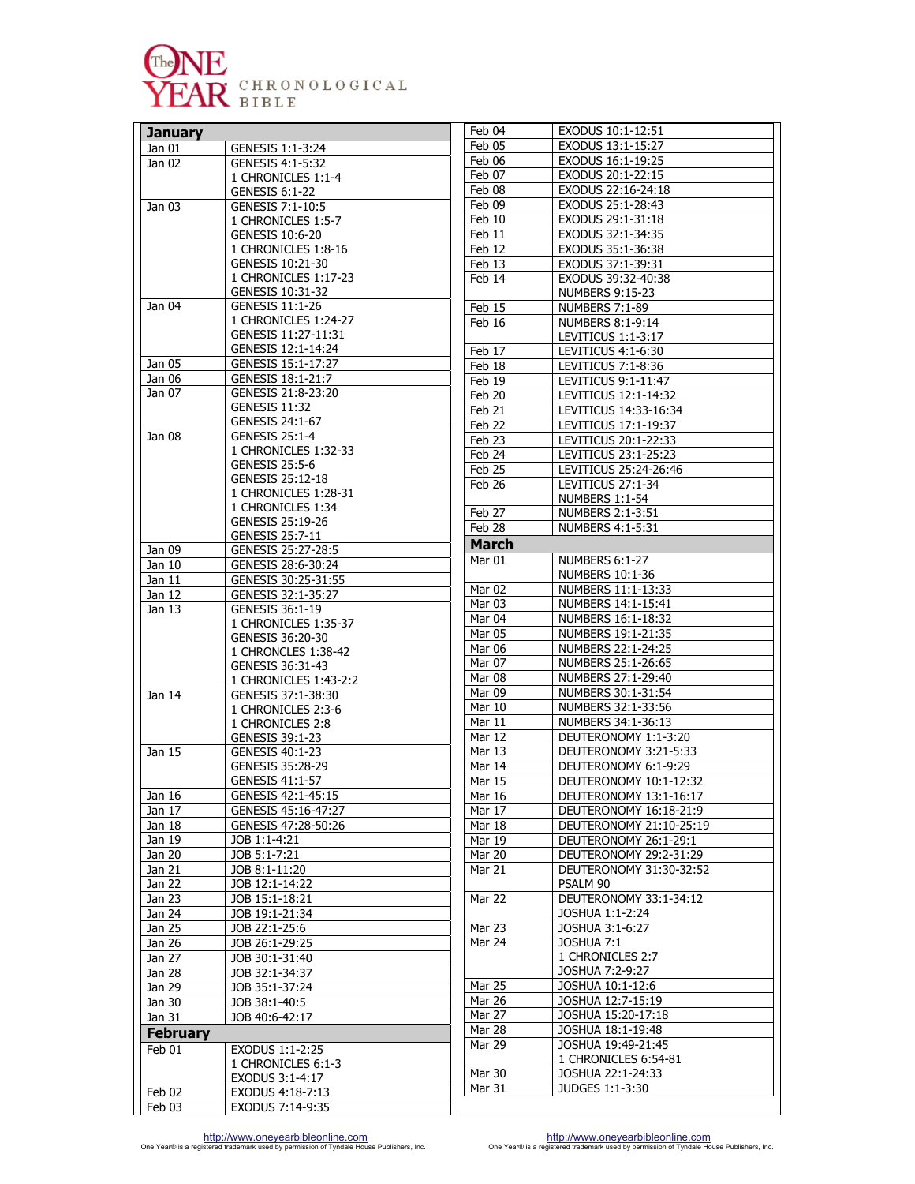# The ONE YEAR CHRONOLOGICAL BIBLE

## January

| Date | Reading |
|---|---|
| Jan 01 | GENESIS 1:1-3:24 |
| Jan 02 | GENESIS 4:1-5:32<br>1 CHRONICLES 1:1-4<br>GENESIS 6:1-22 |
| Jan 03 | GENESIS 7:1-10:5<br>1 CHRONICLES 1:5-7<br>GENESIS 10:6-20<br>1 CHRONICLES 1:8-16<br>GENESIS 10:21-30<br>1 CHRONICLES 1:17-23<br>GENESIS 10:31-32 |
| Jan 04 | GENESIS 11:1-26<br>1 CHRONICLES 1:24-27<br>GENESIS 11:27-11:31<br>GENESIS 12:1-14:24 |
| Jan 05 | GENESIS 15:1-17:27 |
| Jan 06 | GENESIS 18:1-21:7 |
| Jan 07 | GENESIS 21:8-23:20<br>GENESIS 11:32<br>GENESIS 24:1-67 |
| Jan 08 | GENESIS 25:1-4<br>1 CHRONICLES 1:32-33<br>GENESIS 25:5-6<br>GENESIS 25:12-18<br>1 CHRONICLES 1:28-31<br>1 CHRONICLES 1:34<br>GENESIS 25:19-26<br>GENESIS 25:7-11 |
| Jan 09 | GENESIS 25:27-28:5 |
| Jan 10 | GENESIS 28:6-30:24 |
| Jan 11 | GENESIS 30:25-31:55 |
| Jan 12 | GENESIS 32:1-35:27 |
| Jan 13 | GENESIS 36:1-19<br>1 CHRONICLES 1:35-37<br>GENESIS 36:20-30<br>1 CHRONCLES 1:38-42<br>GENESIS 36:31-43<br>1 CHRONICLES 1:43-2:2 |
| Jan 14 | GENESIS 37:1-38:30<br>1 CHRONICLES 2:3-6<br>1 CHRONICLES 2:8<br>GENESIS 39:1-23 |
| Jan 15 | GENESIS 40:1-23<br>GENESIS 35:28-29<br>GENESIS 41:1-57 |
| Jan 16 | GENESIS 42:1-45:15 |
| Jan 17 | GENESIS 45:16-47:27 |
| Jan 18 | GENESIS 47:28-50:26 |
| Jan 19 | JOB 1:1-4:21 |
| Jan 20 | JOB 5:1-7:21 |
| Jan 21 | JOB 8:1-11:20 |
| Jan 22 | JOB 12:1-14:22 |
| Jan 23 | JOB 15:1-18:21 |
| Jan 24 | JOB 19:1-21:34 |
| Jan 25 | JOB 22:1-25:6 |
| Jan 26 | JOB 26:1-29:25 |
| Jan 27 | JOB 30:1-31:40 |
| Jan 28 | JOB 32:1-34:37 |
| Jan 29 | JOB 35:1-37:24 |
| Jan 30 | JOB 38:1-40:5 |
| Jan 31 | JOB 40:6-42:17 |

## February

| Date | Reading |
|---|---|
| Feb 01 | EXODUS 1:1-2:25<br>1 CHRONICLES 6:1-3<br>EXODUS 3:1-4:17 |
| Feb 02 | EXODUS 4:18-7:13 |
| Feb 03 | EXODUS 7:14-9:35 |
| Feb 04 | EXODUS 10:1-12:51 |
| Feb 05 | EXODUS 13:1-15:27 |
| Feb 06 | EXODUS 16:1-19:25 |
| Feb 07 | EXODUS 20:1-22:15 |
| Feb 08 | EXODUS 22:16-24:18 |
| Feb 09 | EXODUS 25:1-28:43 |
| Feb 10 | EXODUS 29:1-31:18 |
| Feb 11 | EXODUS 32:1-34:35 |
| Feb 12 | EXODUS 35:1-36:38 |
| Feb 13 | EXODUS 37:1-39:31 |
| Feb 14 | EXODUS 39:32-40:38<br>NUMBERS 9:15-23 |
| Feb 15 | NUMBERS 7:1-89 |
| Feb 16 | NUMBERS 8:1-9:14<br>LEVITICUS 1:1-3:17 |
| Feb 17 | LEVITICUS 4:1-6:30 |
| Feb 18 | LEVITICUS 7:1-8:36 |
| Feb 19 | LEVITICUS 9:1-11:47 |
| Feb 20 | LEVITICUS 12:1-14:32 |
| Feb 21 | LEVITICUS 14:33-16:34 |
| Feb 22 | LEVITICUS 17:1-19:37 |
| Feb 23 | LEVITICUS 20:1-22:33 |
| Feb 24 | LEVITICUS 23:1-25:23 |
| Feb 25 | LEVITICUS 25:24-26:46 |
| Feb 26 | LEVITICUS 27:1-34<br>NUMBERS 1:1-54 |
| Feb 27 | NUMBERS 2:1-3:51 |
| Feb 28 | NUMBERS 4:1-5:31 |

## March

| Date | Reading |
|---|---|
| Mar 01 | NUMBERS 6:1-27<br>NUMBERS 10:1-36 |
| Mar 02 | NUMBERS 11:1-13:33 |
| Mar 03 | NUMBERS 14:1-15:41 |
| Mar 04 | NUMBERS 16:1-18:32 |
| Mar 05 | NUMBERS 19:1-21:35 |
| Mar 06 | NUMBERS 22:1-24:25 |
| Mar 07 | NUMBERS 25:1-26:65 |
| Mar 08 | NUMBERS 27:1-29:40 |
| Mar 09 | NUMBERS 30:1-31:54 |
| Mar 10 | NUMBERS 32:1-33:56 |
| Mar 11 | NUMBERS 34:1-36:13 |
| Mar 12 | DEUTERONOMY 1:1-3:20 |
| Mar 13 | DEUTERONOMY 3:21-5:33 |
| Mar 14 | DEUTERONOMY 6:1-9:29 |
| Mar 15 | DEUTERONOMY 10:1-12:32 |
| Mar 16 | DEUTERONOMY 13:1-16:17 |
| Mar 17 | DEUTERONOMY 16:18-21:9 |
| Mar 18 | DEUTERONOMY 21:10-25:19 |
| Mar 19 | DEUTERONOMY 26:1-29:1 |
| Mar 20 | DEUTERONOMY 29:2-31:29 |
| Mar 21 | DEUTERONOMY 31:30-32:52<br>PSALM 90 |
| Mar 22 | DEUTERONOMY 33:1-34:12<br>JOSHUA 1:1-2:24 |
| Mar 23 | JOSHUA 3:1-6:27 |
| Mar 24 | JOSHUA 7:1<br>1 CHRONICLES 2:7<br>JOSHUA 7:2-9:27 |
| Mar 25 | JOSHUA 10:1-12:6 |
| Mar 26 | JOSHUA 12:7-15:19 |
| Mar 27 | JOSHUA 15:20-17:18 |
| Mar 28 | JOSHUA 18:1-19:48 |
| Mar 29 | JOSHUA 19:49-21:45<br>1 CHRONICLES 6:54-81 |
| Mar 30 | JOSHUA 22:1-24:33 |
| Mar 31 | JUDGES 1:1-3:30 |

http://www.oneyearbibleonline.com
One Year® is a registered trademark used by permission of Tyndale House Publishers, Inc.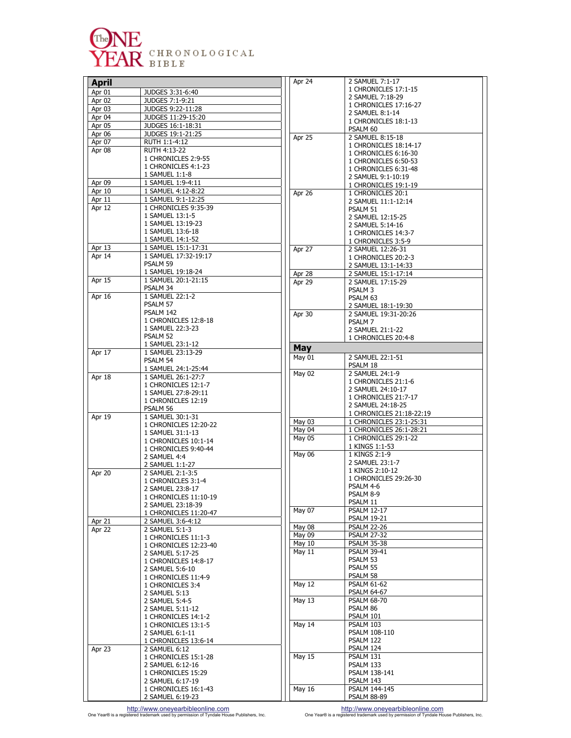# The One Year Chronological Bible

## April

| Date | Reading |
| --- | --- |
| Apr 01 | JUDGES 3:31-6:40 |
| Apr 02 | JUDGES 7:1-9:21 |
| Apr 03 | JUDGES 9:22-11:28 |
| Apr 04 | JUDGES 11:29-15:20 |
| Apr 05 | JUDGES 16:1-18:31 |
| Apr 06 | JUDGES 19:1-21:25 |
| Apr 07 | RUTH 1:1-4:12 |
| Apr 08 | RUTH 4:13-22<br>1 CHRONICLES 2:9-55<br>1 CHRONICLES 4:1-23<br>1 SAMUEL 1:1-8 |
| Apr 09 | 1 SAMUEL 1:9-4:11 |
| Apr 10 | 1 SAMUEL 4:12-8:22 |
| Apr 11 | 1 SAMUEL 9:1-12:25 |
| Apr 12 | 1 CHRONICLES 9:35-39<br>1 SAMUEL 13:1-5<br>1 SAMUEL 13:19-23<br>1 SAMUEL 13:6-18<br>1 SAMUEL 14:1-52 |
| Apr 13 | 1 SAMUEL 15:1-17:31 |
| Apr 14 | 1 SAMUEL 17:32-19:17<br>PSALM 59<br>1 SAMUEL 19:18-24 |
| Apr 15 | 1 SAMUEL 20:1-21:15<br>PSALM 34 |
| Apr 16 | 1 SAMUEL 22:1-2<br>PSALM 57<br>PSALM 142<br>1 CHRONICLES 12:8-18<br>1 SAMUEL 22:3-23<br>PSALM 52<br>1 SAMUEL 23:1-12 |
| Apr 17 | 1 SAMUEL 23:13-29<br>PSALM 54<br>1 SAMUEL 24:1-25:44 |
| Apr 18 | 1 SAMUEL 26:1-27:7<br>1 CHRONICLES 12:1-7<br>1 SAMUEL 27:8-29:11<br>1 CHRONICLES 12:19<br>PSALM 56 |
| Apr 19 | 1 SAMUEL 30:1-31<br>1 CHRONICLES 12:20-22<br>1 SAMUEL 31:1-13<br>1 CHRONICLES 10:1-14<br>1 CHRONICLES 9:40-44<br>2 SAMUEL 4:4<br>2 SAMUEL 1:1-27 |
| Apr 20 | 2 SAMUEL 2:1-3:5<br>1 CHRONICLES 3:1-4<br>2 SAMUEL 23:8-17<br>1 CHRONICLES 11:10-19<br>2 SAMUEL 23:18-39<br>1 CHRONICLES 11:20-47 |
| Apr 21 | 2 SAMUEL 3:6-4:12 |
| Apr 22 | 2 SAMUEL 5:1-3<br>1 CHRONICLES 11:1-3<br>1 CHRONICLES 12:23-40<br>2 SAMUEL 5:17-25<br>1 CHRONICLES 14:8-17<br>2 SAMUEL 5:6-10<br>1 CHRONICLES 11:4-9<br>1 CHRONICLES 3:4<br>2 SAMUEL 5:13<br>2 SAMUEL 5:4-5<br>2 SAMUEL 5:11-12<br>1 CHRONICLES 14:1-2<br>1 CHRONICLES 13:1-5<br>2 SAMUEL 6:1-11<br>1 CHRONICLES 13:6-14 |
| Apr 23 | 2 SAMUEL 6:12<br>1 CHRONICLES 15:1-28<br>2 SAMUEL 6:12-16<br>1 CHRONICLES 15:29<br>2 SAMUEL 6:17-19<br>1 CHRONICLES 16:1-43<br>2 SAMUEL 6:19-23 |
| Apr 24 | 2 SAMUEL 7:1-17<br>1 CHRONICLES 17:1-15<br>2 SAMUEL 7:18-29<br>1 CHRONICLES 17:16-27<br>2 SAMUEL 8:1-14<br>1 CHRONICLES 18:1-13<br>PSALM 60 |
| Apr 25 | 2 SAMUEL 8:15-18<br>1 CHRONICLES 18:14-17<br>1 CHRONICLES 6:16-30<br>1 CHRONICLES 6:50-53<br>1 CHRONICLES 6:31-48<br>2 SAMUEL 9:1-10:19<br>1 CHRONICLES 19:1-19 |
| Apr 26 | 1 CHRONICLES 20:1<br>2 SAMUEL 11:1-12:14<br>PSALM 51<br>2 SAMUEL 12:15-25<br>2 SAMUEL 5:14-16<br>1 CHRONICLES 14:3-7<br>1 CHRONICLES 3:5-9 |
| Apr 27 | 2 SAMUEL 12:26-31<br>1 CHRONICLES 20:2-3<br>2 SAMUEL 13:1-14:33 |
| Apr 28 | 2 SAMUEL 15:1-17:14 |
| Apr 29 | 2 SAMUEL 17:15-29<br>PSALM 3<br>PSALM 63<br>2 SAMUEL 18:1-19:30 |
| Apr 30 | 2 SAMUEL 19:31-20:26<br>PSALM 7<br>2 SAMUEL 21:1-22<br>1 CHRONICLES 20:4-8 |

## May

| Date | Reading |
| --- | --- |
| May 01 | 2 SAMUEL 22:1-51<br>PSALM 18 |
| May 02 | 2 SAMUEL 24:1-9<br>1 CHRONICLES 21:1-6<br>2 SAMUEL 24:10-17<br>1 CHRONICLES 21:7-17<br>2 SAMUEL 24:18-25<br>1 CHRONICLES 21:18-22:19 |
| May 03 | 1 CHRONICLES 23:1-25:31 |
| May 04 | 1 CHRONICLES 26:1-28:21 |
| May 05 | 1 CHRONICLES 29:1-22<br>1 KINGS 1:1-53 |
| May 06 | 1 KINGS 2:1-9<br>2 SAMUEL 23:1-7<br>1 KINGS 2:10-12<br>1 CHRONICLES 29:26-30<br>PSALM 4-6<br>PSALM 8-9<br>PSALM 11 |
| May 07 | PSALM 12-17<br>PSALM 19-21 |
| May 08 | PSALM 22-26 |
| May 09 | PSALM 27-32 |
| May 10 | PSALM 35-38 |
| May 11 | PSALM 39-41<br>PSALM 53<br>PSALM 55<br>PSALM 58 |
| May 12 | PSALM 61-62<br>PSALM 64-67 |
| May 13 | PSALM 68-70<br>PSALM 86<br>PSALM 101 |
| May 14 | PSALM 103<br>PSALM 108-110<br>PSALM 122<br>PSALM 124 |
| May 15 | PSALM 131<br>PSALM 133<br>PSALM 138-141<br>PSALM 143 |
| May 16 | PSALM 144-145<br>PSALM 88-89 |

http://www.oneyearbibleonline.com
One Year® is a registered trademark used by permission of Tyndale House Publishers, Inc.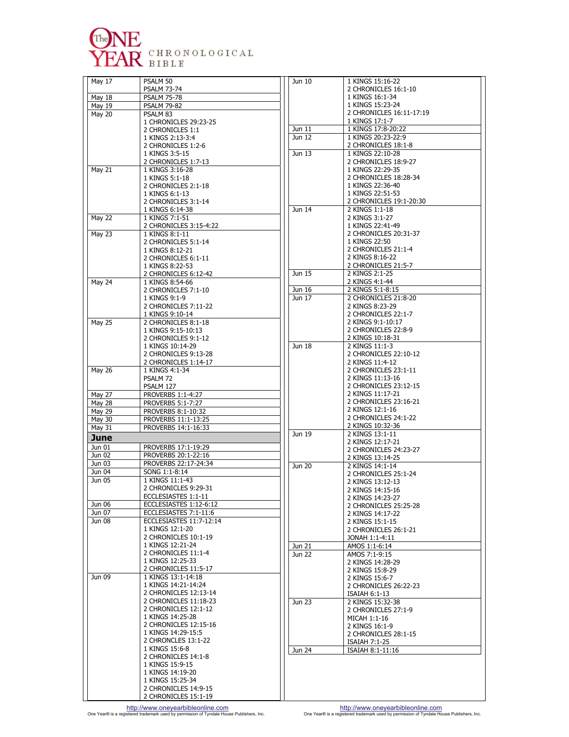# The ONE YEAR CHRONOLOGICAL BIBLE

| Date | Reading |
|---|---|
| May 17 | PSALM 50<br>PSALM 73-74 |
| May 18 | PSALM 75-78 |
| May 19 | PSALM 79-82 |
| May 20 | PSALM 83<br>1 CHRONICLES 29:23-25<br>2 CHRONICLES 1:1<br>1 KINGS 2:13-3:4<br>2 CHRONICLES 1:2-6<br>1 KINGS 3:5-15<br>2 CHRONICLES 1:7-13 |
| May 21 | 1 KINGS 3:16-28<br>1 KINGS 5:1-18<br>2 CHRONICLES 2:1-18<br>1 KINGS 6:1-13<br>2 CHRONICLES 3:1-14<br>1 KINGS 6:14-38 |
| May 22 | 1 KINGS 7:1-51<br>2 CHRONICLES 3:15-4:22 |
| May 23 | 1 KINGS 8:1-11<br>2 CHRONICLES 5:1-14<br>1 KINGS 8:12-21<br>2 CHRONICLES 6:1-11<br>1 KINGS 8:22-53<br>2 CHRONICLES 6:12-42 |
| May 24 | 1 KINGS 8:54-66<br>2 CHRONICLES 7:1-10<br>1 KINGS 9:1-9<br>2 CHRONICLES 7:11-22<br>1 KINGS 9:10-14 |
| May 25 | 2 CHRONICLES 8:1-18<br>1 KINGS 9:15-10:13<br>2 CHRONICLES 9:1-12<br>1 KINGS 10:14-29<br>2 CHRONICLES 9:13-28<br>2 CHRONICLES 1:14-17 |
| May 26 | 1 KINGS 4:1-34<br>PSALM 72<br>PSALM 127 |
| May 27 | PROVERBS 1:1-4:27 |
| May 28 | PROVERBS 5:1-7:27 |
| May 29 | PROVERBS 8:1-10:32 |
| May 30 | PROVERBS 11:1-13:25 |
| May 31 | PROVERBS 14:1-16:33 |
| **June** | |
| Jun 01 | PROVERBS 17:1-19:29 |
| Jun 02 | PROVERBS 20:1-22:16 |
| Jun 03 | PROVERBS 22:17-24:34 |
| Jun 04 | SONG 1:1-8:14 |
| Jun 05 | 1 KINGS 11:1-43<br>2 CHRONICLES 9:29-31<br>ECCLESIASTES 1:1-11 |
| Jun 06 | ECCLESIASTES 1:12-6:12 |
| Jun 07 | ECCLESIASTES 7:1-11:6 |
| Jun 08 | ECCLESIASTES 11:7-12:14<br>1 KINGS 12:1-20<br>2 CHRONICLES 10:1-19<br>1 KINGS 12:21-24<br>2 CHRONICLES 11:1-4<br>1 KINGS 12:25-33<br>2 CHRONICLES 11:5-17 |
| Jun 09 | 1 KINGS 13:1-14:18<br>1 KINGS 14:21-14:24<br>2 CHRONICLES 12:13-14<br>2 CHRONICLES 11:18-23<br>2 CHRONICLES 12:1-12<br>1 KINGS 14:25-28<br>2 CHRONICLES 12:15-16<br>1 KINGS 14:29-15:5<br>2 CHRONCLES 13:1-22<br>1 KINGS 15:6-8<br>2 CHRONICLES 14:1-8<br>1 KINGS 15:9-15<br>1 KINGS 14:19-20<br>1 KINGS 15:25-34<br>2 CHRONICLES 14:9-15<br>2 CHRONICLES 15:1-19 |
| Jun 10 | 1 KINGS 15:16-22<br>2 CHRONICLES 16:1-10<br>1 KINGS 16:1-34<br>1 KINGS 15:23-24<br>2 CHRONICLES 16:11-17:19<br>1 KINGS 17:1-7 |
| Jun 11 | 1 KINGS 17:8-20:22 |
| Jun 12 | 1 KINGS 20:23-22:9<br>2 CHRONICLES 18:1-8 |
| Jun 13 | 1 KINGS 22:10-28<br>2 CHRONICLES 18:9-27<br>1 KINGS 22:29-35<br>2 CHRONICLES 18:28-34<br>1 KINGS 22:36-40<br>1 KINGS 22:51-53<br>2 CHRONICLES 19:1-20:30 |
| Jun 14 | 2 KINGS 1:1-18<br>2 KINGS 3:1-27<br>1 KINGS 22:41-49<br>2 CHRONICLES 20:31-37<br>1 KINGS 22:50<br>2 CHRONICLES 21:1-4<br>2 KINGS 8:16-22<br>2 CHRONICLES 21:5-7 |
| Jun 15 | 2 KINGS 2:1-25<br>2 KINGS 4:1-44 |
| Jun 16 | 2 KINGS 5:1-8:15 |
| Jun 17 | 2 CHRONICLES 21:8-20<br>2 KINGS 8:23-29<br>2 CHRONICLES 22:1-7<br>2 KINGS 9:1-10:17<br>2 CHRONICLES 22:8-9<br>2 KINGS 10:18-31 |
| Jun 18 | 2 KINGS 11:1-3<br>2 CHRONICLES 22:10-12<br>2 KINGS 11:4-12<br>2 CHRONICLES 23:1-11<br>2 KINGS 11:13-16<br>2 CHRONICLES 23:12-15<br>2 KINGS 11:17-21<br>2 CHRONICLES 23:16-21<br>2 KINGS 12:1-16<br>2 CHRONICLES 24:1-22<br>2 KINGS 10:32-36 |
| Jun 19 | 2 KINGS 13:1-11<br>2 KINGS 12:17-21<br>2 CHRONICLES 24:23-27<br>2 KINGS 13:14-25 |
| Jun 20 | 2 KINGS 14:1-14<br>2 CHRONICLES 25:1-24<br>2 KINGS 13:12-13<br>2 KINGS 14:15-16<br>2 KINGS 14:23-27<br>2 CHRONICLES 25:25-28<br>2 KINGS 14:17-22<br>2 KINGS 15:1-15<br>2 CHRONICLES 26:1-21<br>JONAH 1:1-4:11 |
| Jun 21 | AMOS 1:1-6:14 |
| Jun 22 | AMOS 7:1-9:15<br>2 KINGS 14:28-29<br>2 KINGS 15:8-29<br>2 KINGS 15:6-7<br>2 CHRONICLES 26:22-23<br>ISAIAH 6:1-13 |
| Jun 23 | 2 KINGS 15:32-38<br>2 CHRONICLES 27:1-9<br>MICAH 1:1-16<br>2 KINGS 16:1-9<br>2 CHRONICLES 28:1-15<br>ISAIAH 7:1-25 |
| Jun 24 | ISAIAH 8:1-11:16 |

http://www.oneyearbibleonline.com
One Year® is a registered trademark used by permission of Tyndale House Publishers, Inc.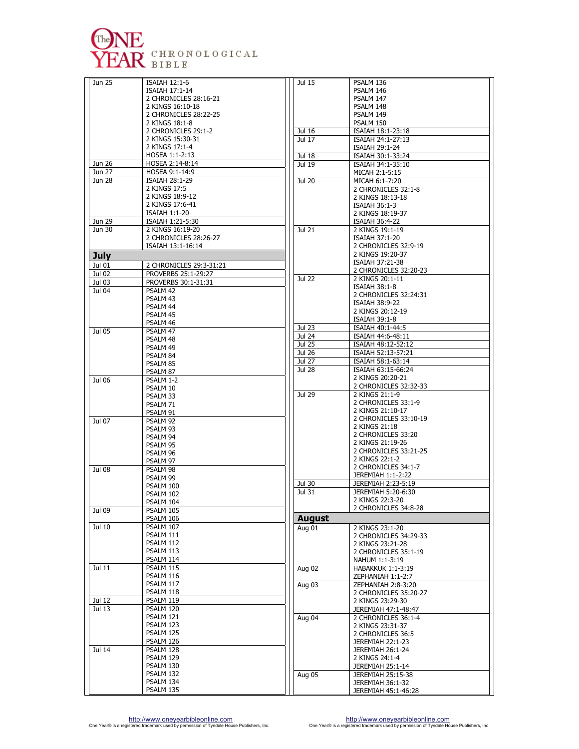# The One Year Chronological Bible

| Date | Reading |
| --- | --- |
| Jun 25 | ISAIAH 12:1-6<br>ISAIAH 17:1-14<br>2 CHRONICLES 28:16-21<br>2 KINGS 16:10-18<br>2 CHRONICLES 28:22-25<br>2 KINGS 18:1-8<br>2 CHRONICLES 29:1-2<br>2 KINGS 15:30-31<br>2 KINGS 17:1-4<br>HOSEA 1:1-2:13 |
| Jun 26 | HOSEA 2:14-8:14 |
| Jun 27 | HOSEA 9:1-14:9 |
| Jun 28 | ISAIAH 28:1-29<br>2 KINGS 17:5<br>2 KINGS 18:9-12<br>2 KINGS 17:6-41<br>ISAIAH 1:1-20 |
| Jun 29 | ISAIAH 1:21-5:30 |
| Jun 30 | 2 KINGS 16:19-20<br>2 CHRONICLES 28:26-27<br>ISAIAH 13:1-16:14 |

## July

| Date | Reading |
| --- | --- |
| Jul 01 | 2 CHRONICLES 29:3-31:21 |
| Jul 02 | PROVERBS 25:1-29:27 |
| Jul 03 | PROVERBS 30:1-31:31 |
| Jul 04 | PSALM 42<br>PSALM 43<br>PSALM 44<br>PSALM 45<br>PSALM 46 |
| Jul 05 | PSALM 47<br>PSALM 48<br>PSALM 49<br>PSALM 84<br>PSALM 85<br>PSALM 87 |
| Jul 06 | PSALM 1-2<br>PSALM 10<br>PSALM 33<br>PSALM 71<br>PSALM 91 |
| Jul 07 | PSALM 92<br>PSALM 93<br>PSALM 94<br>PSALM 95<br>PSALM 96<br>PSALM 97 |
| Jul 08 | PSALM 98<br>PSALM 99<br>PSALM 100<br>PSALM 102<br>PSALM 104 |
| Jul 09 | PSALM 105<br>PSALM 106 |
| Jul 10 | PSALM 107<br>PSALM 111<br>PSALM 112<br>PSALM 113<br>PSALM 114 |
| Jul 11 | PSALM 115<br>PSALM 116<br>PSALM 117<br>PSALM 118 |
| Jul 12 | PSALM 119 |
| Jul 13 | PSALM 120<br>PSALM 121<br>PSALM 123<br>PSALM 125<br>PSALM 126 |
| Jul 14 | PSALM 128<br>PSALM 129<br>PSALM 130<br>PSALM 132<br>PSALM 134<br>PSALM 135 |
| Jul 15 | PSALM 136<br>PSALM 146<br>PSALM 147<br>PSALM 148<br>PSALM 149<br>PSALM 150 |
| Jul 16 | ISAIAH 18:1-23:18 |
| Jul 17 | ISAIAH 24:1-27:13<br>ISAIAH 29:1-24 |
| Jul 18 | ISAIAH 30:1-33:24 |
| Jul 19 | ISAIAH 34:1-35:10<br>MICAH 2:1-5:15 |
| Jul 20 | MICAH 6:1-7:20<br>2 CHRONICLES 32:1-8<br>2 KINGS 18:13-18<br>ISAIAH 36:1-3<br>2 KINGS 18:19-37<br>ISAIAH 36:4-22 |
| Jul 21 | 2 KINGS 19:1-19<br>ISAIAH 37:1-20<br>2 CHRONICLES 32:9-19<br>2 KINGS 19:20-37<br>ISAIAH 37:21-38<br>2 CHRONICLES 32:20-23 |
| Jul 22 | 2 KINGS 20:1-11<br>ISAIAH 38:1-8<br>2 CHRONICLES 32:24:31<br>ISAIAH 38:9-22<br>2 KINGS 20:12-19<br>ISAIAH 39:1-8 |
| Jul 23 | ISAIAH 40:1-44:5 |
| Jul 24 | ISAIAH 44:6-48:11 |
| Jul 25 | ISAIAH 48:12-52:12 |
| Jul 26 | ISAIAH 52:13-57:21 |
| Jul 27 | ISAIAH 58:1-63:14 |
| Jul 28 | ISAIAH 63:15-66:24<br>2 KINGS 20:20-21<br>2 CHRONICLES 32:32-33 |
| Jul 29 | 2 KINGS 21:1-9<br>2 CHRONICLES 33:1-9<br>2 KINGS 21:10-17<br>2 CHRONICLES 33:10-19<br>2 KINGS 21:18<br>2 CHRONICLES 33:20<br>2 KINGS 21:19-26<br>2 CHRONICLES 33:21-25<br>2 KINGS 22:1-2<br>2 CHRONICLES 34:1-7<br>JEREMIAH 1:1-2:22 |
| Jul 30 | JEREMIAH 2:23-5:19 |
| Jul 31 | JEREMIAH 5:20-6:30<br>2 KINGS 22:3-20<br>2 CHRONICLES 34:8-28 |

## August

| Date | Reading |
| --- | --- |
| Aug 01 | 2 KINGS 23:1-20<br>2 CHRONICLES 34:29-33<br>2 KINGS 23:21-28<br>2 CHRONICLES 35:1-19<br>NAHUM 1:1-3:19 |
| Aug 02 | HABAKKUK 1:1-3:19<br>ZEPHANIAH 1:1-2:7 |
| Aug 03 | ZEPHANIAH 2:8-3:20<br>2 CHRONICLES 35:20-27<br>2 KINGS 23:29-30<br>JEREMIAH 47:1-48:47 |
| Aug 04 | 2 CHRONICLES 36:1-4<br>2 KINGS 23:31-37<br>2 CHRONICLES 36:5<br>JEREMIAH 22:1-23<br>JEREMIAH 26:1-24<br>2 KINGS 24:1-4<br>JEREMIAH 25:1-14 |
| Aug 05 | JEREMIAH 25:15-38<br>JEREMIAH 36:1-32<br>JEREMIAH 45:1-46:28 |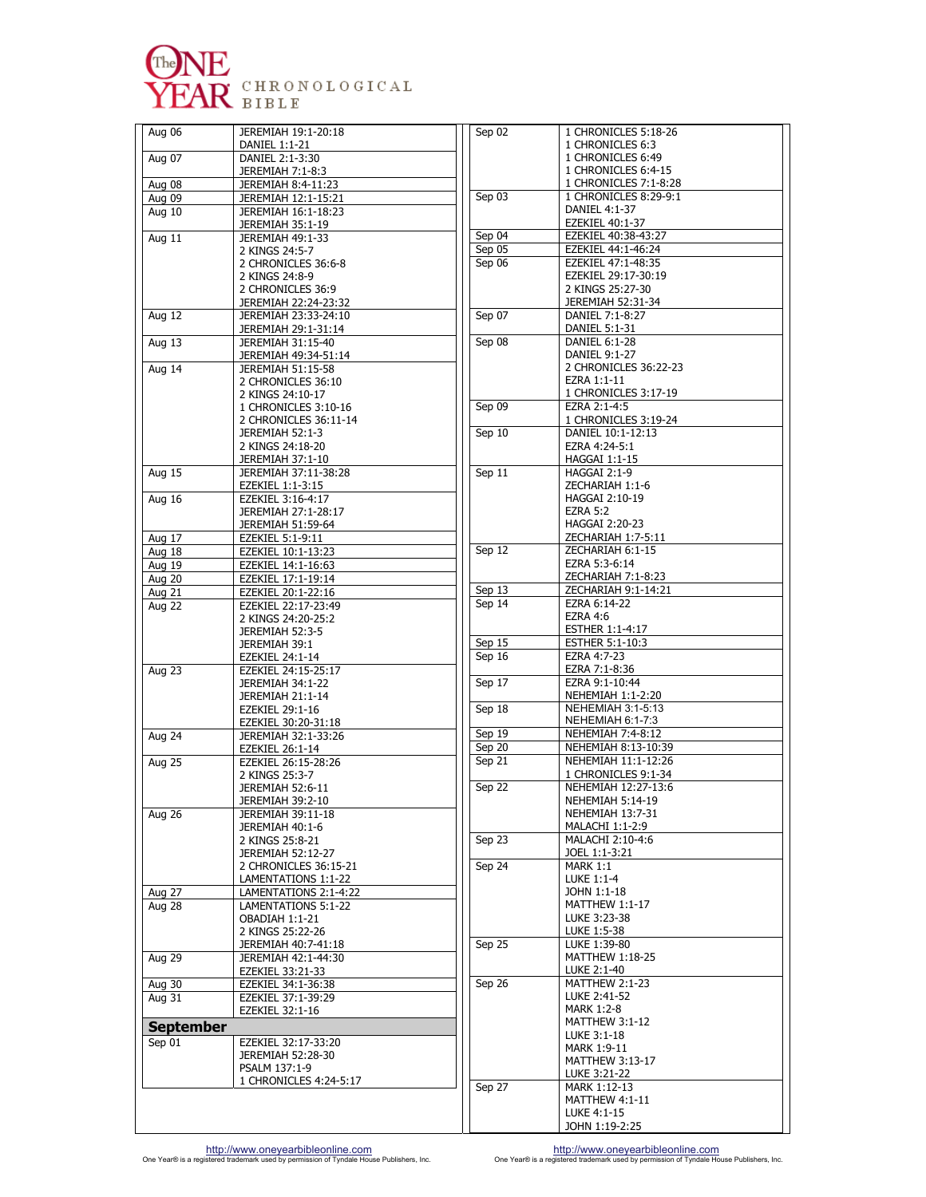# The ONE YEAR CHRONOLOGICAL BIBLE

| Date | Reading |
|---|---|
| Aug 06 | JEREMIAH 19:1-20:18<br>DANIEL 1:1-21 |
| Aug 07 | DANIEL 2:1-3:30<br>JEREMIAH 7:1-8:3 |
| Aug 08 | JEREMIAH 8:4-11:23 |
| Aug 09 | JEREMIAH 12:1-15:21 |
| Aug 10 | JEREMIAH 16:1-18:23<br>JEREMIAH 35:1-19 |
| Aug 11 | JEREMIAH 49:1-33<br>2 KINGS 24:5-7<br>2 CHRONICLES 36:6-8<br>2 KINGS 24:8-9<br>2 CHRONICLES 36:9<br>JEREMIAH 22:24-23:32 |
| Aug 12 | JEREMIAH 23:33-24:10<br>JEREMIAH 29:1-31:14 |
| Aug 13 | JEREMIAH 31:15-40<br>JEREMIAH 49:34-51:14 |
| Aug 14 | JEREMIAH 51:15-58<br>2 CHRONICLES 36:10<br>2 KINGS 24:10-17<br>1 CHRONICLES 3:10-16<br>2 CHRONICLES 36:11-14<br>JEREMIAH 52:1-3<br>2 KINGS 24:18-20<br>JEREMIAH 37:1-10 |
| Aug 15 | JEREMIAH 37:11-38:28<br>EZEKIEL 1:1-3:15 |
| Aug 16 | EZEKIEL 3:16-4:17<br>JEREMIAH 27:1-28:17<br>JEREMIAH 51:59-64 |
| Aug 17 | EZEKIEL 5:1-9:11 |
| Aug 18 | EZEKIEL 10:1-13:23 |
| Aug 19 | EZEKIEL 14:1-16:63 |
| Aug 20 | EZEKIEL 17:1-19:14 |
| Aug 21 | EZEKIEL 20:1-22:16 |
| Aug 22 | EZEKIEL 22:17-23:49<br>2 KINGS 24:20-25:2<br>JEREMIAH 52:3-5<br>JEREMIAH 39:1<br>EZEKIEL 24:1-14 |
| Aug 23 | EZEKIEL 24:15-25:17<br>JEREMIAH 34:1-22<br>JEREMIAH 21:1-14<br>EZEKIEL 29:1-16<br>EZEKIEL 30:20-31:18 |
| Aug 24 | JEREMIAH 32:1-33:26<br>EZEKIEL 26:1-14 |
| Aug 25 | EZEKIEL 26:15-28:26<br>2 KINGS 25:3-7<br>JEREMIAH 52:6-11<br>JEREMIAH 39:2-10 |
| Aug 26 | JEREMIAH 39:11-18<br>JEREMIAH 40:1-6<br>2 KINGS 25:8-21<br>JEREMIAH 52:12-27<br>2 CHRONICLES 36:15-21<br>LAMENTATIONS 1:1-22 |
| Aug 27 | LAMENTATIONS 2:1-4:22 |
| Aug 28 | LAMENTATIONS 5:1-22<br>OBADIAH 1:1-21<br>2 KINGS 25:22-26<br>JEREMIAH 40:7-41:18 |
| Aug 29 | JEREMIAH 42:1-44:30<br>EZEKIEL 33:21-33 |
| Aug 30 | EZEKIEL 34:1-36:38 |
| Aug 31 | EZEKIEL 37:1-39:29<br>EZEKIEL 32:1-16 |
| **September** | |
| Sep 01 | EZEKIEL 32:17-33:20<br>JEREMIAH 52:28-30<br>PSALM 137:1-9<br>1 CHRONICLES 4:24-5:17 |
| Sep 02 | 1 CHRONICLES 5:18-26<br>1 CHRONICLES 6:3<br>1 CHRONICLES 6:49<br>1 CHRONICLES 6:4-15<br>1 CHRONICLES 7:1-8:28 |
| Sep 03 | 1 CHRONICLES 8:29-9:1<br>DANIEL 4:1-37<br>EZEKIEL 40:1-37 |
| Sep 04 | EZEKIEL 40:38-43:27 |
| Sep 05 | EZEKIEL 44:1-46:24 |
| Sep 06 | EZEKIEL 47:1-48:35<br>EZEKIEL 29:17-30:19<br>2 KINGS 25:27-30<br>JEREMIAH 52:31-34 |
| Sep 07 | DANIEL 7:1-8:27<br>DANIEL 5:1-31 |
| Sep 08 | DANIEL 6:1-28<br>DANIEL 9:1-27<br>2 CHRONICLES 36:22-23<br>EZRA 1:1-11<br>1 CHRONICLES 3:17-19 |
| Sep 09 | EZRA 2:1-4:5<br>1 CHRONICLES 3:19-24 |
| Sep 10 | DANIEL 10:1-12:13<br>EZRA 4:24-5:1<br>HAGGAI 1:1-15 |
| Sep 11 | HAGGAI 2:1-9<br>ZECHARIAH 1:1-6<br>HAGGAI 2:10-19<br>EZRA 5:2<br>HAGGAI 2:20-23<br>ZECHARIAH 1:7-5:11 |
| Sep 12 | ZECHARIAH 6:1-15<br>EZRA 5:3-6:14<br>ZECHARIAH 7:1-8:23 |
| Sep 13 | ZECHARIAH 9:1-14:21 |
| Sep 14 | EZRA 6:14-22<br>EZRA 4:6<br>ESTHER 1:1-4:17 |
| Sep 15 | ESTHER 5:1-10:3 |
| Sep 16 | EZRA 4:7-23<br>EZRA 7:1-8:36 |
| Sep 17 | EZRA 9:1-10:44<br>NEHEMIAH 1:1-2:20 |
| Sep 18 | NEHEMIAH 3:1-5:13<br>NEHEMIAH 6:1-7:3 |
| Sep 19 | NEHEMIAH 7:4-8:12 |
| Sep 20 | NEHEMIAH 8:13-10:39 |
| Sep 21 | NEHEMIAH 11:1-12:26<br>1 CHRONICLES 9:1-34 |
| Sep 22 | NEHEMIAH 12:27-13:6<br>NEHEMIAH 5:14-19<br>NEHEMIAH 13:7-31<br>MALACHI 1:1-2:9 |
| Sep 23 | MALACHI 2:10-4:6<br>JOEL 1:1-3:21 |
| Sep 24 | MARK 1:1<br>LUKE 1:1-4<br>JOHN 1:1-18<br>MATTHEW 1:1-17<br>LUKE 3:23-38<br>LUKE 1:5-38 |
| Sep 25 | LUKE 1:39-80<br>MATTHEW 1:18-25<br>LUKE 2:1-40 |
| Sep 26 | MATTHEW 2:1-23<br>LUKE 2:41-52<br>MARK 1:2-8<br>MATTHEW 3:1-12<br>LUKE 3:1-18<br>MARK 1:9-11<br>MATTHEW 3:13-17<br>LUKE 3:21-22 |
| Sep 27 | MARK 1:12-13<br>MATTHEW 4:1-11<br>LUKE 4:1-15<br>JOHN 1:19-2:25 |

http://www.oneyearbibleonline.com
One Year® is a registered trademark used by permission of Tyndale House Publishers, Inc.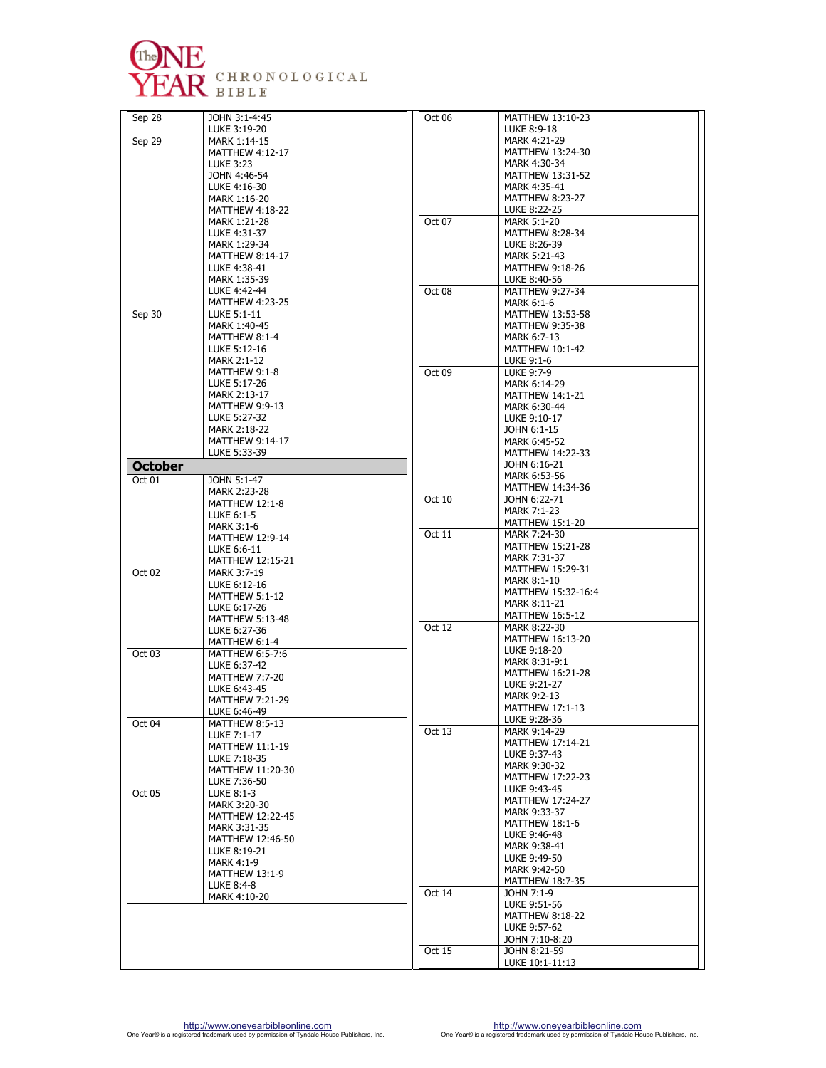# The ONE YEAR CHRONOLOGICAL BIBLE

| Date | Reading |
|---|---|
| Sep 28 | JOHN 3:1-4:45<br>LUKE 3:19-20 |
| Sep 29 | MARK 1:14-15<br>MATTHEW 4:12-17<br>LUKE 3:23<br>JOHN 4:46-54<br>LUKE 4:16-30<br>MARK 1:16-20<br>MATTHEW 4:18-22<br>MARK 1:21-28<br>LUKE 4:31-37<br>MARK 1:29-34<br>MATTHEW 8:14-17<br>LUKE 4:38-41<br>MARK 1:35-39<br>LUKE 4:42-44<br>MATTHEW 4:23-25 |
| Sep 30 | LUKE 5:1-11<br>MARK 1:40-45<br>MATTHEW 8:1-4<br>LUKE 5:12-16<br>MARK 2:1-12<br>MATTHEW 9:1-8<br>LUKE 5:17-26<br>MARK 2:13-17<br>MATTHEW 9:9-13<br>LUKE 5:27-32<br>MARK 2:18-22<br>MATTHEW 9:14-17<br>LUKE 5:33-39 |
| **October** | |
| Oct 01 | JOHN 5:1-47<br>MARK 2:23-28<br>MATTHEW 12:1-8<br>LUKE 6:1-5<br>MARK 3:1-6<br>MATTHEW 12:9-14<br>LUKE 6:6-11<br>MATTHEW 12:15-21 |
| Oct 02 | MARK 3:7-19<br>LUKE 6:12-16<br>MATTHEW 5:1-12<br>LUKE 6:17-26<br>MATTHEW 5:13-48<br>LUKE 6:27-36<br>MATTHEW 6:1-4 |
| Oct 03 | MATTHEW 6:5-7:6<br>LUKE 6:37-42<br>MATTHEW 7:7-20<br>LUKE 6:43-45<br>MATTHEW 7:21-29<br>LUKE 6:46-49 |
| Oct 04 | MATTHEW 8:5-13<br>LUKE 7:1-17<br>MATTHEW 11:1-19<br>LUKE 7:18-35<br>MATTHEW 11:20-30<br>LUKE 7:36-50 |
| Oct 05 | LUKE 8:1-3<br>MARK 3:20-30<br>MATTHEW 12:22-45<br>MARK 3:31-35<br>MATTHEW 12:46-50<br>LUKE 8:19-21<br>MARK 4:1-9<br>MATTHEW 13:1-9<br>LUKE 8:4-8<br>MARK 4:10-20 |
| Oct 06 | MATTHEW 13:10-23<br>LUKE 8:9-18<br>MARK 4:21-29<br>MATTHEW 13:24-30<br>MARK 4:30-34<br>MATTHEW 13:31-52<br>MARK 4:35-41<br>MATTHEW 8:23-27<br>LUKE 8:22-25 |
| Oct 07 | MARK 5:1-20<br>MATTHEW 8:28-34<br>LUKE 8:26-39<br>MARK 5:21-43<br>MATTHEW 9:18-26<br>LUKE 8:40-56 |
| Oct 08 | MATTHEW 9:27-34<br>MARK 6:1-6<br>MATTHEW 13:53-58<br>MATTHEW 9:35-38<br>MARK 6:7-13<br>MATTHEW 10:1-42<br>LUKE 9:1-6 |
| Oct 09 | LUKE 9:7-9<br>MARK 6:14-29<br>MATTHEW 14:1-21<br>MARK 6:30-44<br>LUKE 9:10-17<br>JOHN 6:1-15<br>MARK 6:45-52<br>MATTHEW 14:22-33<br>JOHN 6:16-21<br>MARK 6:53-56<br>MATTHEW 14:34-36 |
| Oct 10 | JOHN 6:22-71<br>MARK 7:1-23<br>MATTHEW 15:1-20 |
| Oct 11 | MARK 7:24-30<br>MATTHEW 15:21-28<br>MARK 7:31-37<br>MATTHEW 15:29-31<br>MARK 8:1-10<br>MATTHEW 15:32-16:4<br>MARK 8:11-21<br>MATTHEW 16:5-12 |
| Oct 12 | MARK 8:22-30<br>MATTHEW 16:13-20<br>LUKE 9:18-20<br>MARK 8:31-9:1<br>MATTHEW 16:21-28<br>LUKE 9:21-27<br>MARK 9:2-13<br>MATTHEW 17:1-13<br>LUKE 9:28-36 |
| Oct 13 | MARK 9:14-29<br>MATTHEW 17:14-21<br>LUKE 9:37-43<br>MARK 9:30-32<br>MATTHEW 17:22-23<br>LUKE 9:43-45<br>MATTHEW 17:24-27<br>MARK 9:33-37<br>MATTHEW 18:1-6<br>LUKE 9:46-48<br>MARK 9:38-41<br>LUKE 9:49-50<br>MARK 9:42-50<br>MATTHEW 18:7-35 |
| Oct 14 | JOHN 7:1-9<br>LUKE 9:51-56<br>MATTHEW 8:18-22<br>LUKE 9:57-62<br>JOHN 7:10-8:20 |
| Oct 15 | JOHN 8:21-59<br>LUKE 10:1-11:13 |

http://www.oneyearbibleonline.com
One Year® is a registered trademark used by permission of Tyndale House Publishers, Inc.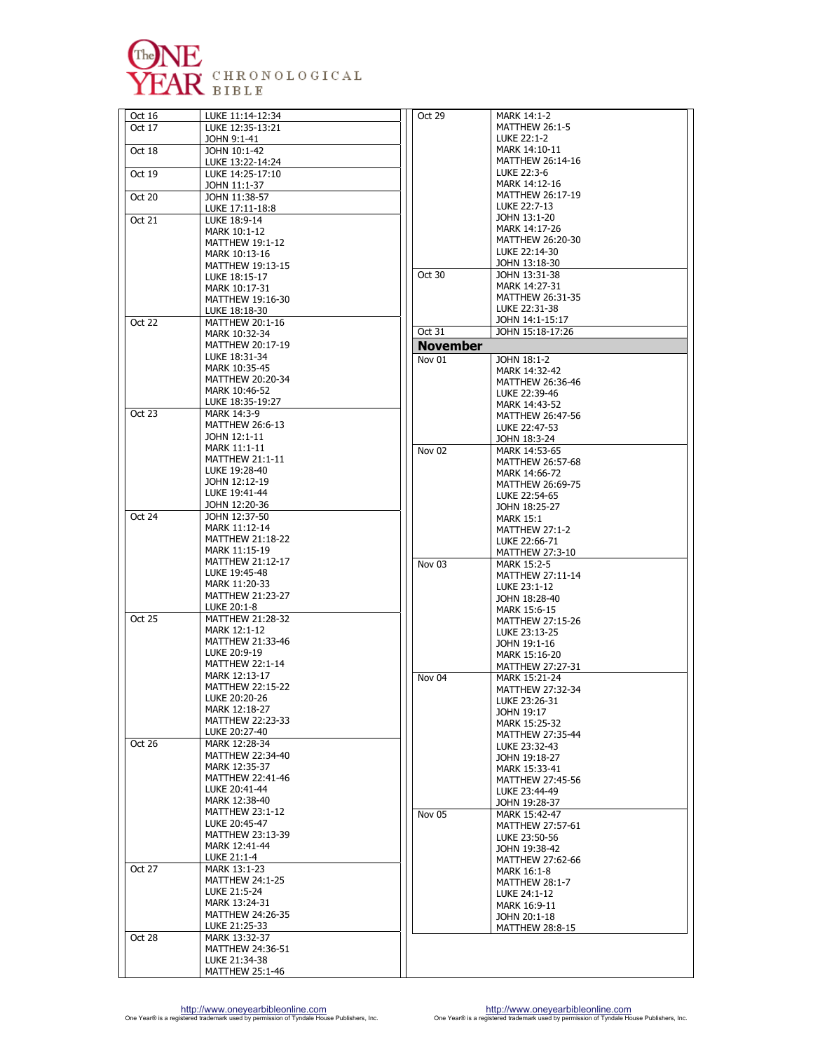# The One Year Chronological Bible

| Date | Reading |
|---|---|
| Oct 16 | LUKE 11:14-12:34 |
| Oct 17 | LUKE 12:35-13:21<br>JOHN 9:1-41 |
| Oct 18 | JOHN 10:1-42<br>LUKE 13:22-14:24 |
| Oct 19 | LUKE 14:25-17:10<br>JOHN 11:1-37 |
| Oct 20 | JOHN 11:38-57<br>LUKE 17:11-18:8 |
| Oct 21 | LUKE 18:9-14<br>MARK 10:1-12<br>MATTHEW 19:1-12<br>MARK 10:13-16<br>MATTHEW 19:13-15<br>LUKE 18:15-17<br>MARK 10:17-31<br>MATTHEW 19:16-30<br>LUKE 18:18-30 |
| Oct 22 | MATTHEW 20:1-16<br>MARK 10:32-34<br>MATTHEW 20:17-19<br>LUKE 18:31-34<br>MARK 10:35-45<br>MATTHEW 20:20-34<br>MARK 10:46-52<br>LUKE 18:35-19:27 |
| Oct 23 | MARK 14:3-9<br>MATTHEW 26:6-13<br>JOHN 12:1-11<br>MARK 11:1-11<br>MATTHEW 21:1-11<br>LUKE 19:28-40<br>JOHN 12:12-19<br>LUKE 19:41-44<br>JOHN 12:20-36 |
| Oct 24 | JOHN 12:37-50<br>MARK 11:12-14<br>MATTHEW 21:18-22<br>MARK 11:15-19<br>MATTHEW 21:12-17<br>LUKE 19:45-48<br>MARK 11:20-33<br>MATTHEW 21:23-27<br>LUKE 20:1-8 |
| Oct 25 | MATTHEW 21:28-32<br>MARK 12:1-12<br>MATTHEW 21:33-46<br>LUKE 20:9-19<br>MATTHEW 22:1-14<br>MARK 12:13-17<br>MATTHEW 22:15-22<br>LUKE 20:20-26<br>MARK 12:18-27<br>MATTHEW 22:23-33<br>LUKE 20:27-40 |
| Oct 26 | MARK 12:28-34<br>MATTHEW 22:34-40<br>MARK 12:35-37<br>MATTHEW 22:41-46<br>LUKE 20:41-44<br>MARK 12:38-40<br>MATTHEW 23:1-12<br>LUKE 20:45-47<br>MATTHEW 23:13-39<br>MARK 12:41-44<br>LUKE 21:1-4 |
| Oct 27 | MARK 13:1-23<br>MATTHEW 24:1-25<br>LUKE 21:5-24<br>MARK 13:24-31<br>MATTHEW 24:26-35<br>LUKE 21:25-33 |
| Oct 28 | MARK 13:32-37<br>MATTHEW 24:36-51<br>LUKE 21:34-38<br>MATTHEW 25:1-46 |
| Oct 29 | MARK 14:1-2<br>MATTHEW 26:1-5<br>LUKE 22:1-2<br>MARK 14:10-11<br>MATTHEW 26:14-16<br>LUKE 22:3-6<br>MARK 14:12-16<br>MATTHEW 26:17-19<br>LUKE 22:7-13<br>JOHN 13:1-20<br>MARK 14:17-26<br>MATTHEW 26:20-30<br>LUKE 22:14-30<br>JOHN 13:18-30 |
| Oct 30 | JOHN 13:31-38<br>MARK 14:27-31<br>MATTHEW 26:31-35<br>LUKE 22:31-38<br>JOHN 14:1-15:17 |
| Oct 31 | JOHN 15:18-17:26 |
| **November** | |
| Nov 01 | JOHN 18:1-2<br>MARK 14:32-42<br>MATTHEW 26:36-46<br>LUKE 22:39-46<br>MARK 14:43-52<br>MATTHEW 26:47-56<br>LUKE 22:47-53<br>JOHN 18:3-24 |
| Nov 02 | MARK 14:53-65<br>MATTHEW 26:57-68<br>MARK 14:66-72<br>MATTHEW 26:69-75<br>LUKE 22:54-65<br>JOHN 18:25-27<br>MARK 15:1<br>MATTHEW 27:1-2<br>LUKE 22:66-71<br>MATTHEW 27:3-10 |
| Nov 03 | MARK 15:2-5<br>MATTHEW 27:11-14<br>LUKE 23:1-12<br>JOHN 18:28-40<br>MARK 15:6-15<br>MATTHEW 27:15-26<br>LUKE 23:13-25<br>JOHN 19:1-16<br>MARK 15:16-20<br>MATTHEW 27:27-31 |
| Nov 04 | MARK 15:21-24<br>MATTHEW 27:32-34<br>LUKE 23:26-31<br>JOHN 19:17<br>MARK 15:25-32<br>MATTHEW 27:35-44<br>LUKE 23:32-43<br>JOHN 19:18-27<br>MARK 15:33-41<br>MATTHEW 27:45-56<br>LUKE 23:44-49<br>JOHN 19:28-37 |
| Nov 05 | MARK 15:42-47<br>MATTHEW 27:57-61<br>LUKE 23:50-56<br>JOHN 19:38-42<br>MATTHEW 27:62-66<br>MARK 16:1-8<br>MATTHEW 28:1-7<br>LUKE 24:1-12<br>MARK 16:9-11<br>JOHN 20:1-18<br>MATTHEW 28:8-15 |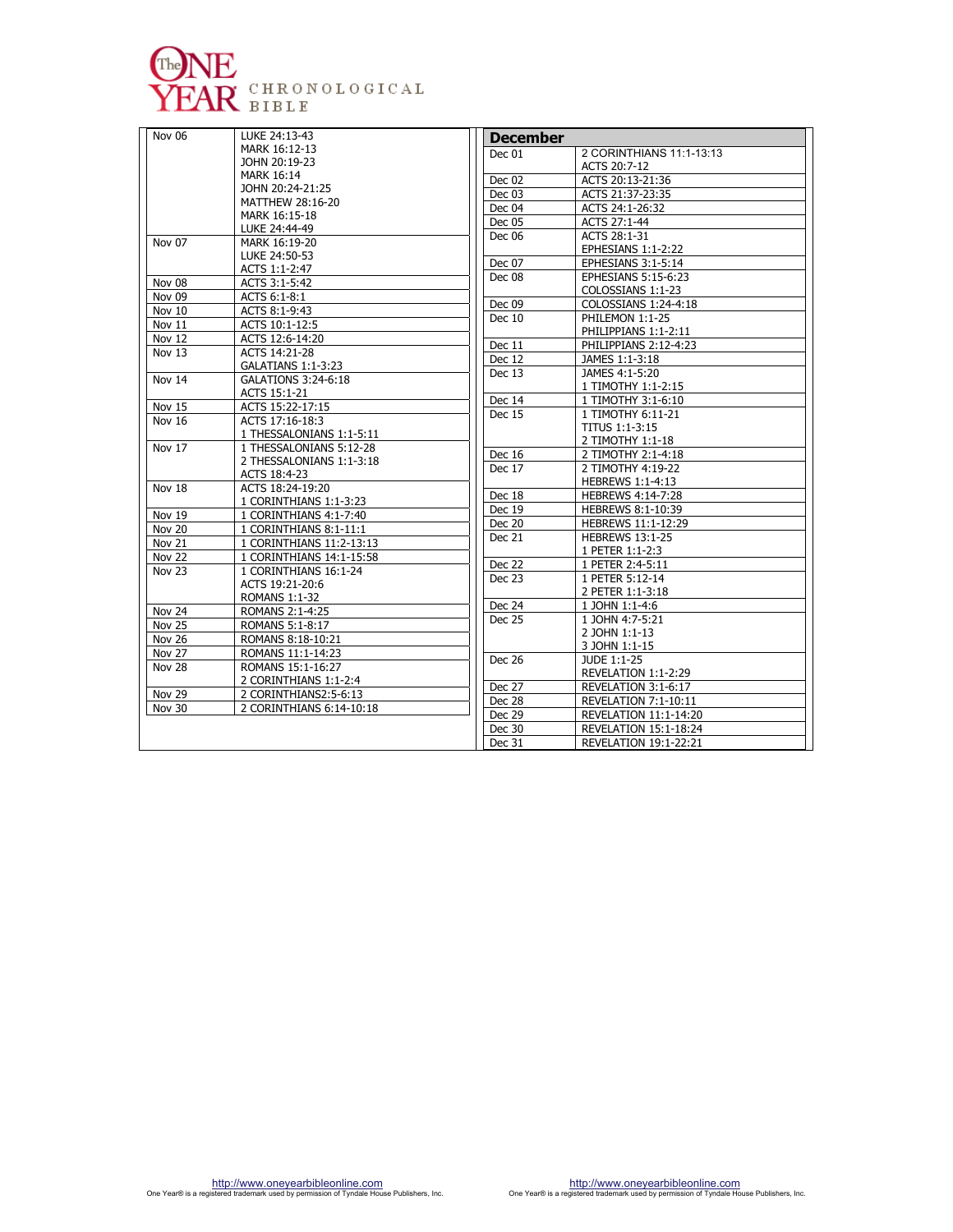# The ONE YEAR CHRONOLOGICAL BIBLE

| | |
|---|---|
| Nov 06 | LUKE 24:13-43<br>MARK 16:12-13<br>JOHN 20:19-23<br>MARK 16:14<br>JOHN 20:24-21:25<br>MATTHEW 28:16-20<br>MARK 16:15-18<br>LUKE 24:44-49 |
| Nov 07 | MARK 16:19-20<br>LUKE 24:50-53<br>ACTS 1:1-2:47 |
| Nov 08 | ACTS 3:1-5:42 |
| Nov 09 | ACTS 6:1-8:1 |
| Nov 10 | ACTS 8:1-9:43 |
| Nov 11 | ACTS 10:1-12:5 |
| Nov 12 | ACTS 12:6-14:20 |
| Nov 13 | ACTS 14:21-28<br>GALATIANS 1:1-3:23 |
| Nov 14 | GALATIONS 3:24-6:18<br>ACTS 15:1-21 |
| Nov 15 | ACTS 15:22-17:15 |
| Nov 16 | ACTS 17:16-18:3<br>1 THESSALONIANS 1:1-5:11 |
| Nov 17 | 1 THESSALONIANS 5:12-28<br>2 THESSALONIANS 1:1-3:18<br>ACTS 18:4-23 |
| Nov 18 | ACTS 18:24-19:20<br>1 CORINTHIANS 1:1-3:23 |
| Nov 19 | 1 CORINTHIANS 4:1-7:40 |
| Nov 20 | 1 CORINTHIANS 8:1-11:1 |
| Nov 21 | 1 CORINTHIANS 11:2-13:13 |
| Nov 22 | 1 CORINTHIANS 14:1-15:58 |
| Nov 23 | 1 CORINTHIANS 16:1-24<br>ACTS 19:21-20:6<br>ROMANS 1:1-32 |
| Nov 24 | ROMANS 2:1-4:25 |
| Nov 25 | ROMANS 5:1-8:17 |
| Nov 26 | ROMANS 8:18-10:21 |
| Nov 27 | ROMANS 11:1-14:23 |
| Nov 28 | ROMANS 15:1-16:27<br>2 CORINTHIANS 1:1-2:4 |
| Nov 29 | 2 CORINTHIANS2:5-6:13 |
| Nov 30 | 2 CORINTHIANS 6:14-10:18 |

| **December** | |
|---|---|
| Dec 01 | 2 CORINTHIANS 11:1-13:13<br>ACTS 20:7-12 |
| Dec 02 | ACTS 20:13-21:36 |
| Dec 03 | ACTS 21:37-23:35 |
| Dec 04 | ACTS 24:1-26:32 |
| Dec 05 | ACTS 27:1-44 |
| Dec 06 | ACTS 28:1-31<br>EPHESIANS 1:1-2:22 |
| Dec 07 | EPHESIANS 3:1-5:14 |
| Dec 08 | EPHESIANS 5:15-6:23<br>COLOSSIANS 1:1-23 |
| Dec 09 | COLOSSIANS 1:24-4:18 |
| Dec 10 | PHILEMON 1:1-25<br>PHILIPPIANS 1:1-2:11 |
| Dec 11 | PHILIPPIANS 2:12-4:23 |
| Dec 12 | JAMES 1:1-3:18 |
| Dec 13 | JAMES 4:1-5:20<br>1 TIMOTHY 1:1-2:15 |
| Dec 14 | 1 TIMOTHY 3:1-6:10 |
| Dec 15 | 1 TIMOTHY 6:11-21<br>TITUS 1:1-3:15<br>2 TIMOTHY 1:1-18 |
| Dec 16 | 2 TIMOTHY 2:1-4:18 |
| Dec 17 | 2 TIMOTHY 4:19-22<br>HEBREWS 1:1-4:13 |
| Dec 18 | HEBREWS 4:14-7:28 |
| Dec 19 | HEBREWS 8:1-10:39 |
| Dec 20 | HEBREWS 11:1-12:29 |
| Dec 21 | HEBREWS 13:1-25<br>1 PETER 1:1-2:3 |
| Dec 22 | 1 PETER 2:4-5:11 |
| Dec 23 | 1 PETER 5:12-14<br>2 PETER 1:1-3:18 |
| Dec 24 | 1 JOHN 1:1-4:6 |
| Dec 25 | 1 JOHN 4:7-5:21<br>2 JOHN 1:1-13<br>3 JOHN 1:1-15 |
| Dec 26 | JUDE 1:1-25<br>REVELATION 1:1-2:29 |
| Dec 27 | REVELATION 3:1-6:17 |
| Dec 28 | REVELATION 7:1-10:11 |
| Dec 29 | REVELATION 11:1-14:20 |
| Dec 30 | REVELATION 15:1-18:24 |
| Dec 31 | REVELATION 19:1-22:21 |

http://www.oneyearbibleonline.com
One Year® is a registered trademark used by permission of Tyndale House Publishers, Inc.